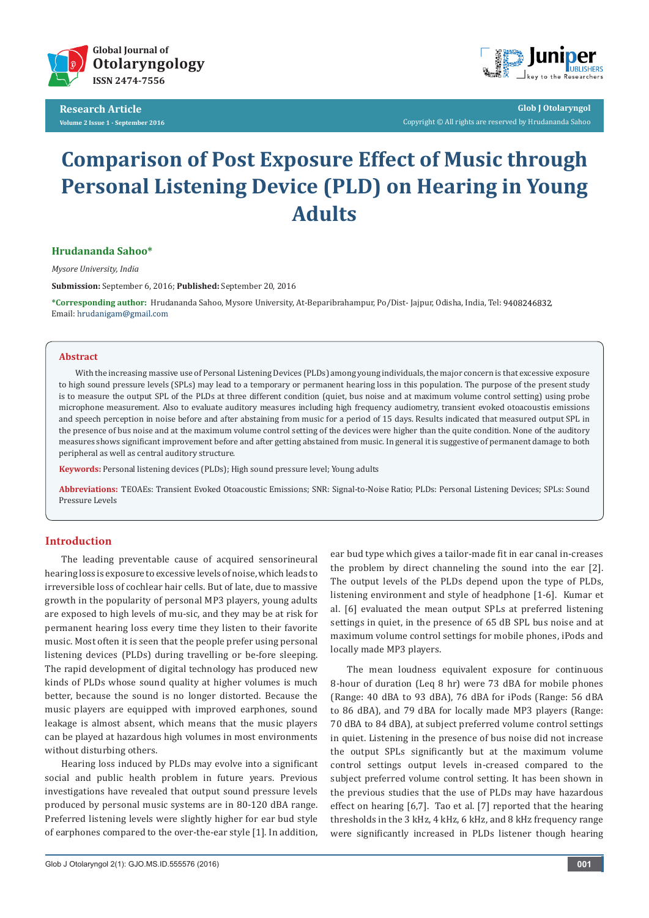# Comparison of Post Exposure Effect of Music through Personal Listening Device (PLD) on Hearing in Young Adults

**Hrudananda Sahoo***

*Mysore University, India*

**Submission:** September 6, 2016; **Published:** September 20, 2016

***Corresponding author:** Hrudananda Sahoo, Mysore University, At-Beparibrahampur, Po/Dist- Jajpur, Odisha, India, Tel: 9408246832, Email: hrudanigam@gmail.com

## Abstract

With the increasing massive use of Personal Listening Devices (PLDs) among young individuals, the major concern is that excessive exposure to high sound pressure levels (SPLs) may lead to a temporary or permanent hearing loss in this population. The purpose of the present study is to measure the output SPL of the PLDs at three different condition (quiet, bus noise and at maximum volume control setting) using probe microphone measurement. Also to evaluate auditory measures including high frequency audiometry, transient evoked otoacoustis emissions and speech perception in noise before and after abstaining from music for a period of 15 days. Results indicated that measured output SPL in the presence of bus noise and at the maximum volume control setting of the devices were higher than the quite condition. None of the auditory measures shows significant improvement before and after getting abstained from music. In general it is suggestive of permanent damage to both peripheral as well as central auditory structure.

**Keywords:** Personal listening devices (PLDs); High sound pressure level; Young adults

**Abbreviations:** TEOAEs: Transient Evoked Otoacoustic Emissions; SNR: Signal-to-Noise Ratio; PLDs: Personal Listening Devices; SPLs: Sound Pressure Levels

## Introduction

The leading preventable cause of acquired sensorineural hearing loss is exposure to excessive levels of noise, which leads to irreversible loss of cochlear hair cells. But of late, due to massive growth in the popularity of personal MP3 players, young adults are exposed to high levels of mu-sic, and they may be at risk for permanent hearing loss every time they listen to their favorite music. Most often it is seen that the people prefer using personal listening devices (PLDs) during travelling or be-fore sleeping. The rapid development of digital technology has produced new kinds of PLDs whose sound quality at higher volumes is much better, because the sound is no longer distorted. Because the music players are equipped with improved earphones, sound leakage is almost absent, which means that the music players can be played at hazardous high volumes in most environments without disturbing others.

Hearing loss induced by PLDs may evolve into a significant social and public health problem in future years. Previous investigations have revealed that output sound pressure levels produced by personal music systems are in 80-120 dBA range. Preferred listening levels were slightly higher for ear bud style of earphones compared to the over-the-ear style [1]. In addition, ear bud type which gives a tailor-made fit in ear canal in-creases the problem by direct channeling the sound into the ear [2]. The output levels of the PLDs depend upon the type of PLDs, listening environment and style of headphone [1-6]. Kumar et al. [6] evaluated the mean output SPLs at preferred listening settings in quiet, in the presence of 65 dB SPL bus noise and at maximum volume control settings for mobile phones, iPods and locally made MP3 players.

The mean loudness equivalent exposure for continuous 8-hour of duration (Leq 8 hr) were 73 dBA for mobile phones (Range: 40 dBA to 93 dBA), 76 dBA for iPods (Range: 56 dBA to 86 dBA), and 79 dBA for locally made MP3 players (Range: 70 dBA to 84 dBA), at subject preferred volume control settings in quiet. Listening in the presence of bus noise did not increase the output SPLs significantly but at the maximum volume control settings output levels in-creased compared to the subject preferred volume control setting. It has been shown in the previous studies that the use of PLDs may have hazardous effect on hearing [6,7]. Tao et al. [7] reported that the hearing thresholds in the 3 kHz, 4 kHz, 6 kHz, and 8 kHz frequency range were significantly increased in PLDs listener though hearing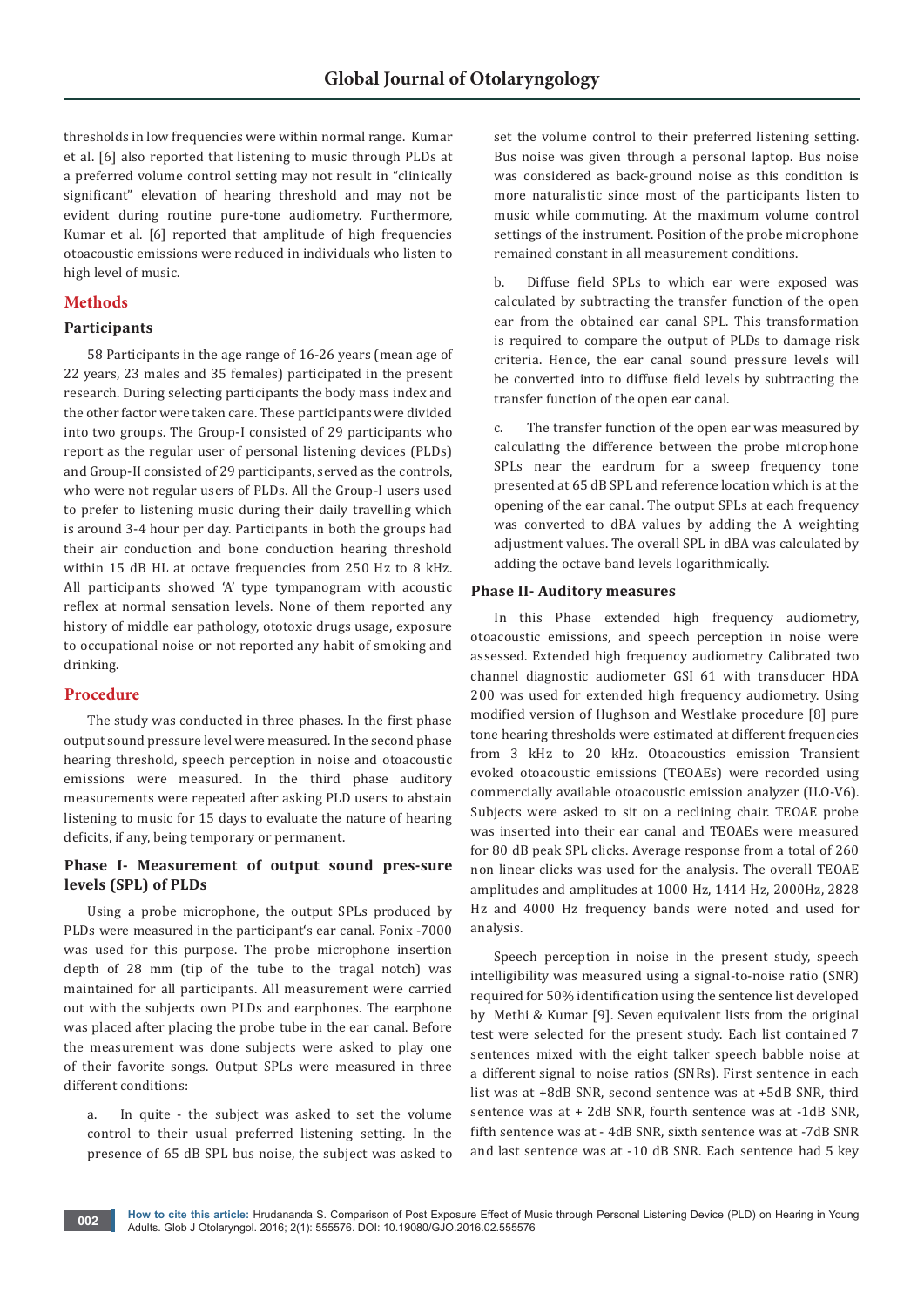thresholds in low frequencies were within normal range. Kumar et al. [6] also reported that listening to music through PLDs at a preferred volume control setting may not result in "clinically significant" elevation of hearing threshold and may not be evident during routine pure-tone audiometry. Furthermore, Kumar et al. [6] reported that amplitude of high frequencies otoacoustic emissions were reduced in individuals who listen to high level of music.

## Methods

### Participants

58 Participants in the age range of 16-26 years (mean age of 22 years, 23 males and 35 females) participated in the present research. During selecting participants the body mass index and the other factor were taken care. These participants were divided into two groups. The Group-I consisted of 29 participants who report as the regular user of personal listening devices (PLDs) and Group-II consisted of 29 participants, served as the controls, who were not regular users of PLDs. All the Group-I users used to prefer to listening music during their daily travelling which is around 3-4 hour per day. Participants in both the groups had their air conduction and bone conduction hearing threshold within 15 dB HL at octave frequencies from 250 Hz to 8 kHz. All participants showed 'A' type tympanogram with acoustic reflex at normal sensation levels. None of them reported any history of middle ear pathology, ototoxic drugs usage, exposure to occupational noise or not reported any habit of smoking and drinking.

## Procedure

The study was conducted in three phases. In the first phase output sound pressure level were measured. In the second phase hearing threshold, speech perception in noise and otoacoustic emissions were measured. In the third phase auditory measurements were repeated after asking PLD users to abstain listening to music for 15 days to evaluate the nature of hearing deficits, if any, being temporary or permanent.

### Phase I- Measurement of output sound pres-sure levels (SPL) of PLDs

Using a probe microphone, the output SPLs produced by PLDs were measured in the participant's ear canal. Fonix -7000 was used for this purpose. The probe microphone insertion depth of 28 mm (tip of the tube to the tragal notch) was maintained for all participants. All measurement were carried out with the subjects own PLDs and earphones. The earphone was placed after placing the probe tube in the ear canal. Before the measurement was done subjects were asked to play one of their favorite songs. Output SPLs were measured in three different conditions:

a. In quite - the subject was asked to set the volume control to their usual preferred listening setting. In the presence of 65 dB SPL bus noise, the subject was asked to set the volume control to their preferred listening setting. Bus noise was given through a personal laptop. Bus noise was considered as back-ground noise as this condition is more naturalistic since most of the participants listen to music while commuting. At the maximum volume control settings of the instrument. Position of the probe microphone remained constant in all measurement conditions.

b. Diffuse field SPLs to which ear were exposed was calculated by subtracting the transfer function of the open ear from the obtained ear canal SPL. This transformation is required to compare the output of PLDs to damage risk criteria. Hence, the ear canal sound pressure levels will be converted into to diffuse field levels by subtracting the transfer function of the open ear canal.

c. The transfer function of the open ear was measured by calculating the difference between the probe microphone SPLs near the eardrum for a sweep frequency tone presented at 65 dB SPL and reference location which is at the opening of the ear canal. The output SPLs at each frequency was converted to dBA values by adding the A weighting adjustment values. The overall SPL in dBA was calculated by adding the octave band levels logarithmically.

### Phase II- Auditory measures

In this Phase extended high frequency audiometry, otoacoustic emissions, and speech perception in noise were assessed. Extended high frequency audiometry Calibrated two channel diagnostic audiometer GSI 61 with transducer HDA 200 was used for extended high frequency audiometry. Using modified version of Hughson and Westlake procedure [8] pure tone hearing thresholds were estimated at different frequencies from 3 kHz to 20 kHz. Otoacoustics emission Transient evoked otoacoustic emissions (TEOAEs) were recorded using commercially available otoacoustic emission analyzer (ILO-V6). Subjects were asked to sit on a reclining chair. TEOAE probe was inserted into their ear canal and TEOAEs were measured for 80 dB peak SPL clicks. Average response from a total of 260 non linear clicks was used for the analysis. The overall TEOAE amplitudes and amplitudes at 1000 Hz, 1414 Hz, 2000Hz, 2828 Hz and 4000 Hz frequency bands were noted and used for analysis.

Speech perception in noise in the present study, speech intelligibility was measured using a signal-to-noise ratio (SNR) required for 50% identification using the sentence list developed by Methi & Kumar [9]. Seven equivalent lists from the original test were selected for the present study. Each list contained 7 sentences mixed with the eight talker speech babble noise at a different signal to noise ratios (SNRs). First sentence in each list was at +8dB SNR, second sentence was at +5dB SNR, third sentence was at + 2dB SNR, fourth sentence was at -1dB SNR, fifth sentence was at - 4dB SNR, sixth sentence was at -7dB SNR and last sentence was at -10 dB SNR. Each sentence had 5 key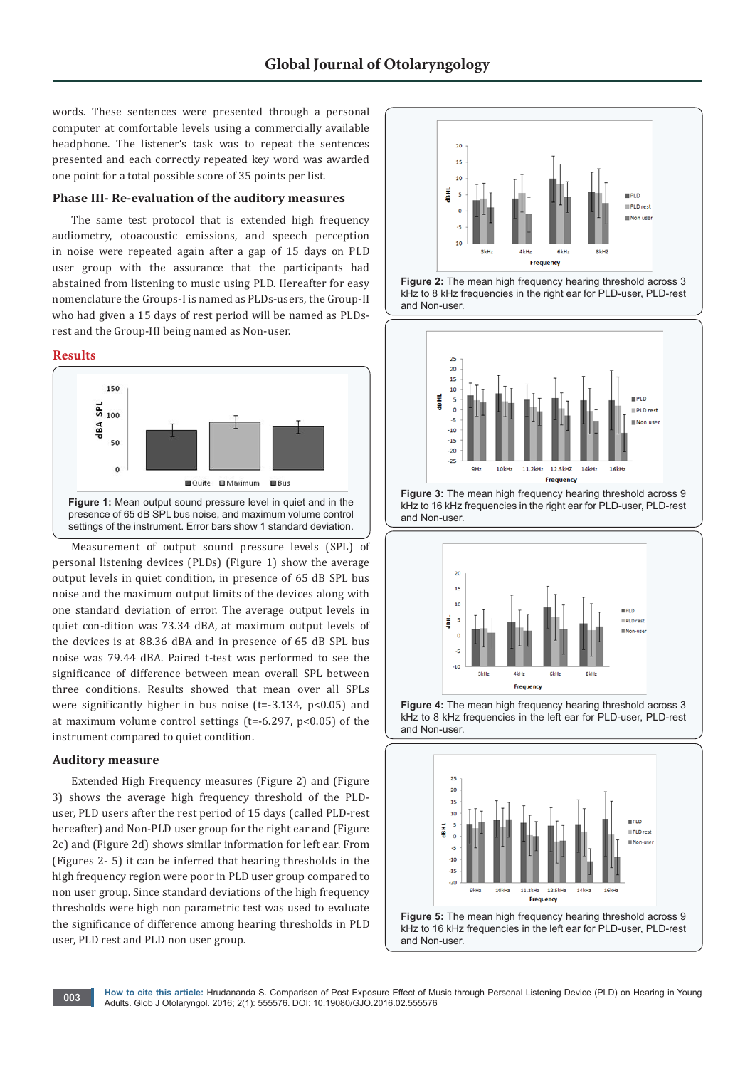words. These sentences were presented through a personal computer at comfortable levels using a commercially available headphone. The listener's task was to repeat the sentences presented and each correctly repeated key word was awarded one point for a total possible score of 35 points per list.

### Phase III- Re-evaluation of the auditory measures

The same test protocol that is extended high frequency audiometry, otoacoustic emissions, and speech perception in noise were repeated again after a gap of 15 days on PLD user group with the assurance that the participants had abstained from listening to music using PLD. Hereafter for easy nomenclature the Groups-I is named as PLDs-users, the Group-II who had given a 15 days of rest period will be named as PLDs-rest and the Group-III being named as Non-user.

## Results

**Figure 1:** Mean output sound pressure level in quiet and in the presence of 65 dB SPL bus noise, and maximum volume control settings of the instrument. Error bars show 1 standard deviation.

Measurement of output sound pressure levels (SPL) of personal listening devices (PLDs) (Figure 1) show the average output levels in quiet condition, in presence of 65 dB SPL bus noise and the maximum output limits of the devices along with one standard deviation of error. The average output levels in quiet con-dition was 73.34 dBA, at maximum output levels of the devices is at 88.36 dBA and in presence of 65 dB SPL bus noise was 79.44 dBA. Paired t-test was performed to see the significance of difference between mean overall SPL between three conditions. Results showed that mean over all SPLs were significantly higher in bus noise ($t=-3.134$, $p<0.05$) and at maximum volume control settings ($t=-6.297$, $p<0.05$) of the instrument compared to quiet condition.

### Auditory measure

Extended High Frequency measures (Figure 2) and (Figure 3) shows the average high frequency threshold of the PLD-user, PLD users after the rest period of 15 days (called PLD-rest hereafter) and Non-PLD user group for the right ear and (Figure 2c) and (Figure 2d) shows similar information for left ear. From (Figures 2- 5) it can be inferred that hearing thresholds in the high frequency region were poor in PLD user group compared to non user group. Since standard deviations of the high frequency thresholds were high non parametric test was used to evaluate the significance of difference among hearing thresholds in PLD user, PLD rest and PLD non user group.

**Figure 2:** The mean high frequency hearing threshold across 3 kHz to 8 kHz frequencies in the right ear for PLD-user, PLD-rest and Non-user.

**Figure 3:** The mean high frequency hearing threshold across 9 kHz to 16 kHz frequencies in the right ear for PLD-user, PLD-rest and Non-user.

**Figure 4:** The mean high frequency hearing threshold across 3 kHz to 8 kHz frequencies in the left ear for PLD-user, PLD-rest and Non-user.

**Figure 5:** The mean high frequency hearing threshold across 9 kHz to 16 kHz frequencies in the left ear for PLD-user, PLD-rest and Non-user.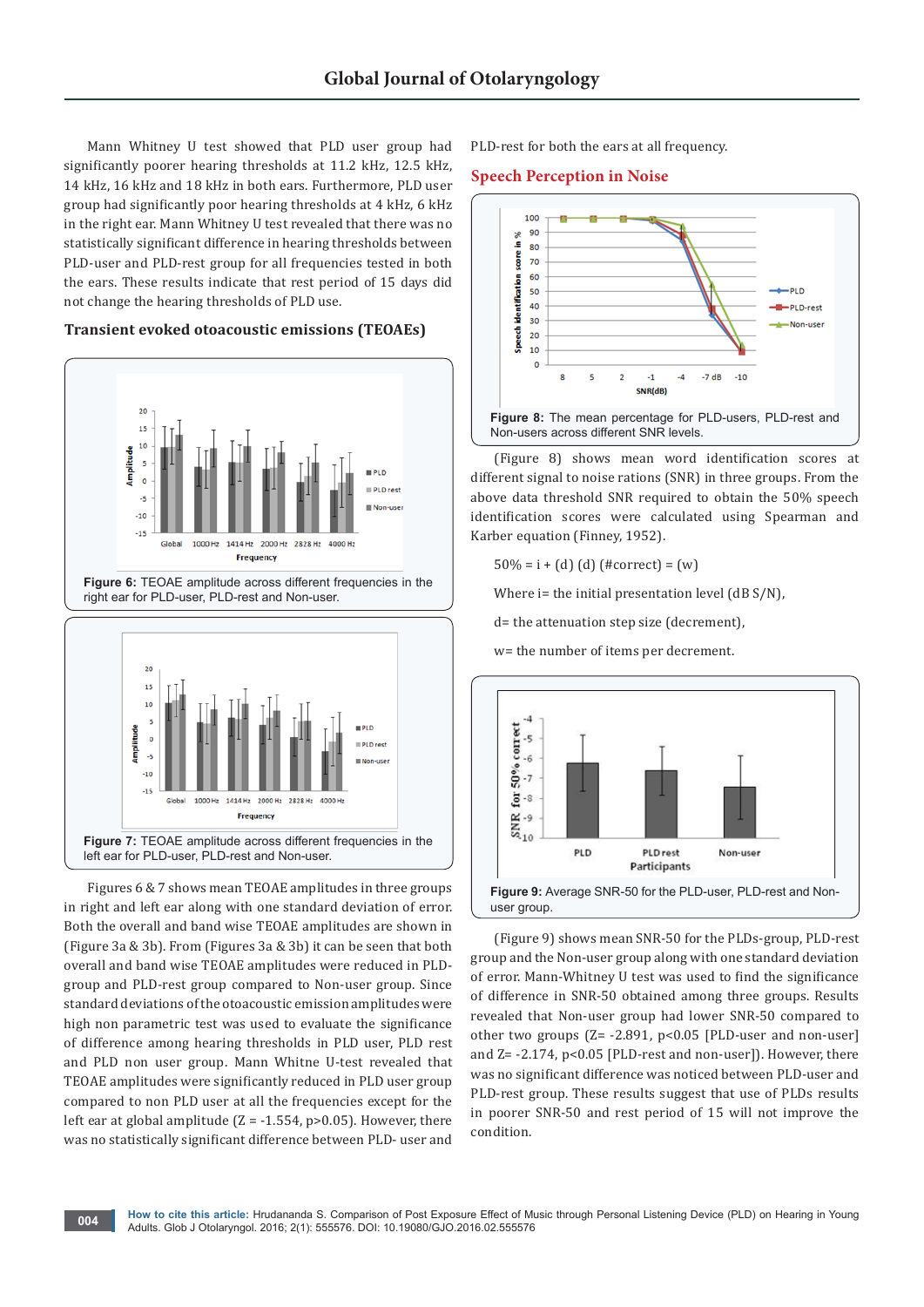Mann Whitney U test showed that PLD user group had significantly poorer hearing thresholds at 11.2 kHz, 12.5 kHz, 14 kHz, 16 kHz and 18 kHz in both ears. Furthermore, PLD user group had significantly poor hearing thresholds at 4 kHz, 6 kHz in the right ear. Mann Whitney U test revealed that there was no statistically significant difference in hearing thresholds between PLD-user and PLD-rest group for all frequencies tested in both the ears. These results indicate that rest period of 15 days did not change the hearing thresholds of PLD use.

### Transient evoked otoacoustic emissions (TEOAEs)

**Figure 6:** TEOAE amplitude across different frequencies in the right ear for PLD-user, PLD-rest and Non-user.

**Figure 7:** TEOAE amplitude across different frequencies in the left ear for PLD-user, PLD-rest and Non-user.

Figures 6 & 7 shows mean TEOAE amplitudes in three groups in right and left ear along with one standard deviation of error. Both the overall and band wise TEOAE amplitudes are shown in (Figure 3a & 3b). From (Figures 3a & 3b) it can be seen that both overall and band wise TEOAE amplitudes were reduced in PLD-group and PLD-rest group compared to Non-user group. Since standard deviations of the otoacoustic emission amplitudes were high non parametric test was used to evaluate the significance of difference among hearing thresholds in PLD user, PLD rest and PLD non user group. Mann Whitne U-test revealed that TEOAE amplitudes were significantly reduced in PLD user group compared to non PLD user at all the frequencies except for the left ear at global amplitude ($Z = -1.554$, $p>0.05$). However, there was no statistically significant difference between PLD- user and PLD-rest for both the ears at all frequency.

### Speech Perception in Noise

**Figure 8:** The mean percentage for PLD-users, PLD-rest and Non-users across different SNR levels.

(Figure 8) shows mean word identification scores at different signal to noise rations (SNR) in three groups. From the above data threshold SNR required to obtain the 50% speech identification scores were calculated using Spearman and Karber equation (Finney, 1952).

50% = i + (d) (d) (#correct) = (w)

Where i= the initial presentation level (dB S/N),

d= the attenuation step size (decrement),

w= the number of items per decrement.

**Figure 9:** Average SNR-50 for the PLD-user, PLD-rest and Non-user group.

(Figure 9) shows mean SNR-50 for the PLDs-group, PLD-rest group and the Non-user group along with one standard deviation of error. Mann-Whitney U test was used to find the significance of difference in SNR-50 obtained among three groups. Results revealed that Non-user group had lower SNR-50 compared to other two groups ($Z= -2.891$, $p<0.05$ [PLD-user and non-user]) and $Z= -2.174$, $p<0.05$ [PLD-rest and non-user]). However, there was no significant difference was noticed between PLD-user and PLD-rest group. These results suggest that use of PLDs results in poorer SNR-50 and rest period of 15 will not improve the condition.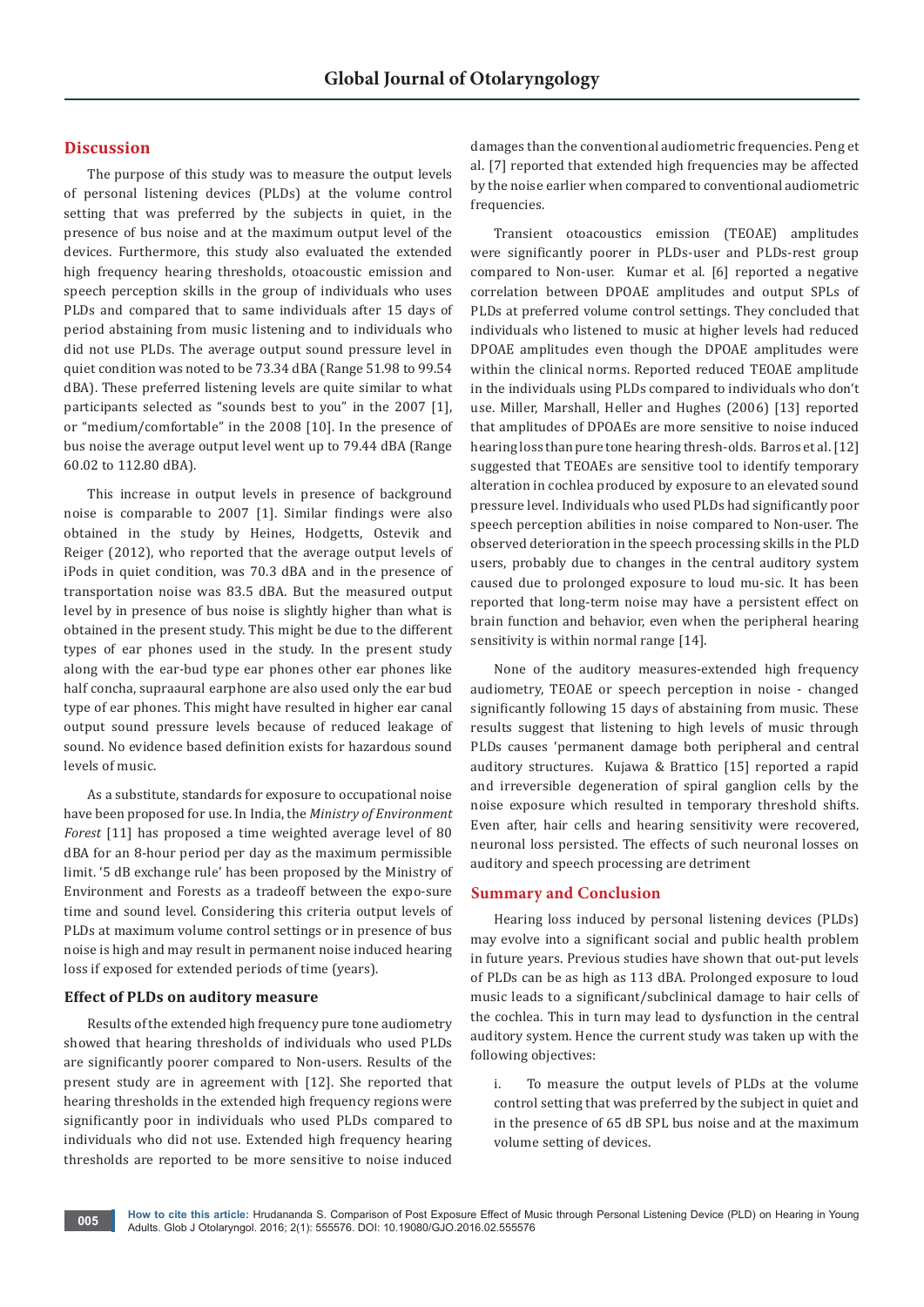## Discussion

The purpose of this study was to measure the output levels of personal listening devices (PLDs) at the volume control setting that was preferred by the subjects in quiet, in the presence of bus noise and at the maximum output level of the devices. Furthermore, this study also evaluated the extended high frequency hearing thresholds, otoacoustic emission and speech perception skills in the group of individuals who uses PLDs and compared that to same individuals after 15 days of period abstaining from music listening and to individuals who did not use PLDs. The average output sound pressure level in quiet condition was noted to be 73.34 dBA (Range 51.98 to 99.54 dBA). These preferred listening levels are quite similar to what participants selected as "sounds best to you" in the 2007 [1], or "medium/comfortable" in the 2008 [10]. In the presence of bus noise the average output level went up to 79.44 dBA (Range 60.02 to 112.80 dBA).

This increase in output levels in presence of background noise is comparable to 2007 [1]. Similar findings were also obtained in the study by Heines, Hodgetts, Ostevik and Reiger (2012), who reported that the average output levels of iPods in quiet condition, was 70.3 dBA and in the presence of transportation noise was 83.5 dBA. But the measured output level by in presence of bus noise is slightly higher than what is obtained in the present study. This might be due to the different types of ear phones used in the study. In the present study along with the ear-bud type ear phones other ear phones like half concha, supraaural earphone are also used only the ear bud type of ear phones. This might have resulted in higher ear canal output sound pressure levels because of reduced leakage of sound. No evidence based definition exists for hazardous sound levels of music.

As a substitute, standards for exposure to occupational noise have been proposed for use. In India, the *Ministry of Environment Forest* [11] has proposed a time weighted average level of 80 dBA for an 8-hour period per day as the maximum permissible limit. '5 dB exchange rule' has been proposed by the Ministry of Environment and Forests as a tradeoff between the expo-sure time and sound level. Considering this criteria output levels of PLDs at maximum volume control settings or in presence of bus noise is high and may result in permanent noise induced hearing loss if exposed for extended periods of time (years).

### Effect of PLDs on auditory measure

Results of the extended high frequency pure tone audiometry showed that hearing thresholds of individuals who used PLDs are significantly poorer compared to Non-users. Results of the present study are in agreement with [12]. She reported that hearing thresholds in the extended high frequency regions were significantly poor in individuals who used PLDs compared to individuals who did not use. Extended high frequency hearing thresholds are reported to be more sensitive to noise induced damages than the conventional audiometric frequencies. Peng et al. [7] reported that extended high frequencies may be affected by the noise earlier when compared to conventional audiometric frequencies.

Transient otoacoustics emission (TEOAE) amplitudes were significantly poorer in PLDs-user and PLDs-rest group compared to Non-user. Kumar et al. [6] reported a negative correlation between DPOAE amplitudes and output SPLs of PLDs at preferred volume control settings. They concluded that individuals who listened to music at higher levels had reduced DPOAE amplitudes even though the DPOAE amplitudes were within the clinical norms. Reported reduced TEOAE amplitude in the individuals using PLDs compared to individuals who don't use. Miller, Marshall, Heller and Hughes (2006) [13] reported that amplitudes of DPOAEs are more sensitive to noise induced hearing loss than pure tone hearing thresh-olds. Barros et al. [12] suggested that TEOAEs are sensitive tool to identify temporary alteration in cochlea produced by exposure to an elevated sound pressure level. Individuals who used PLDs had significantly poor speech perception abilities in noise compared to Non-user. The observed deterioration in the speech processing skills in the PLD users, probably due to changes in the central auditory system caused due to prolonged exposure to loud mu-sic. It has been reported that long-term noise may have a persistent effect on brain function and behavior, even when the peripheral hearing sensitivity is within normal range [14].

None of the auditory measures-extended high frequency audiometry, TEOAE or speech perception in noise - changed significantly following 15 days of abstaining from music. These results suggest that listening to high levels of music through PLDs causes 'permanent damage both peripheral and central auditory structures. Kujawa & Brattico [15] reported a rapid and irreversible degeneration of spiral ganglion cells by the noise exposure which resulted in temporary threshold shifts. Even after, hair cells and hearing sensitivity were recovered, neuronal loss persisted. The effects of such neuronal losses on auditory and speech processing are detriment

## Summary and Conclusion

Hearing loss induced by personal listening devices (PLDs) may evolve into a significant social and public health problem in future years. Previous studies have shown that out-put levels of PLDs can be as high as 113 dBA. Prolonged exposure to loud music leads to a significant/subclinical damage to hair cells of the cochlea. This in turn may lead to dysfunction in the central auditory system. Hence the current study was taken up with the following objectives:

i. To measure the output levels of PLDs at the volume control setting that was preferred by the subject in quiet and in the presence of 65 dB SPL bus noise and at the maximum volume setting of devices.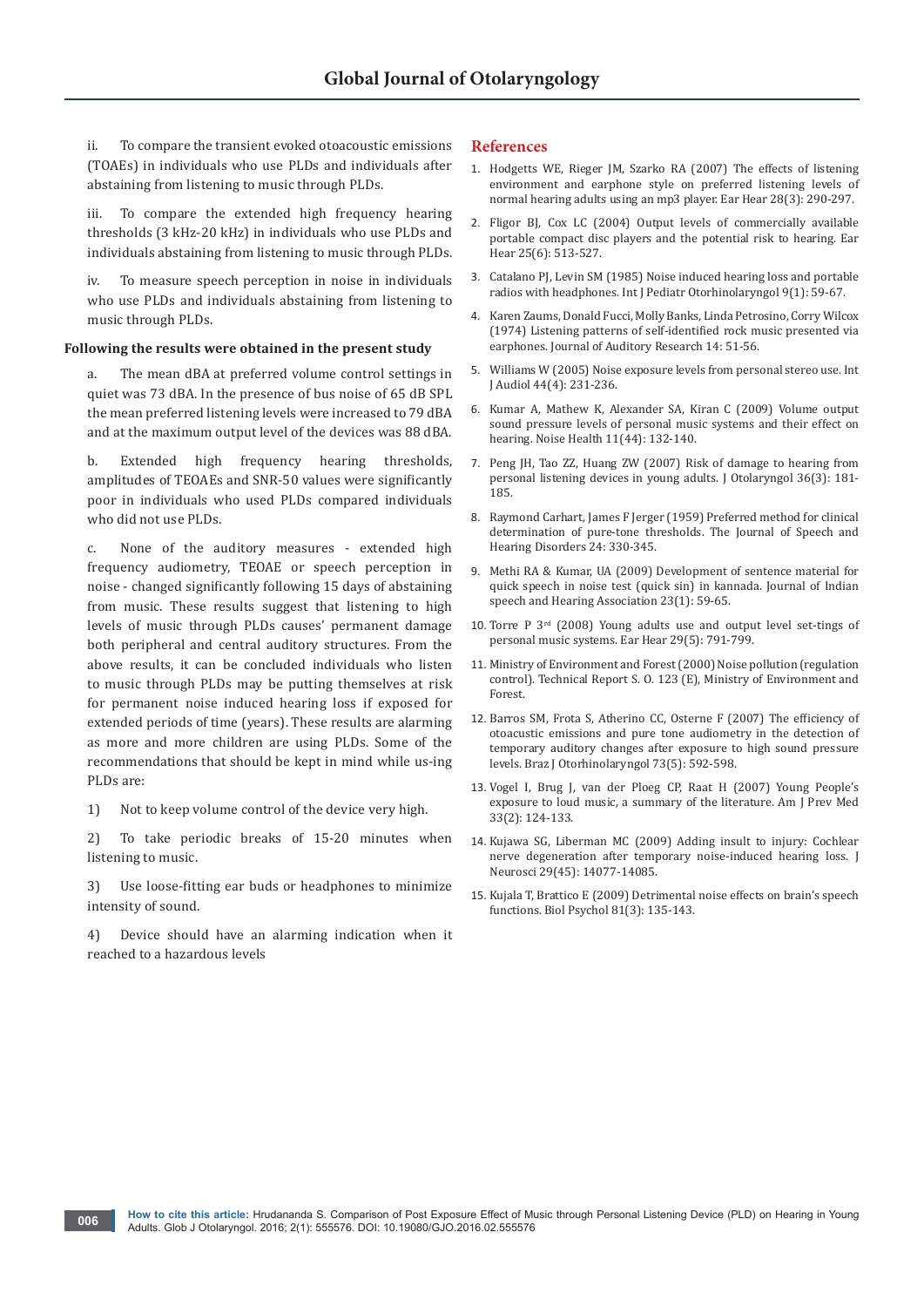ii. To compare the transient evoked otoacoustic emissions (TOAEs) in individuals who use PLDs and individuals after abstaining from listening to music through PLDs.

iii. To compare the extended high frequency hearing thresholds (3 kHz-20 kHz) in individuals who use PLDs and individuals abstaining from listening to music through PLDs.

iv. To measure speech perception in noise in individuals who use PLDs and individuals abstaining from listening to music through PLDs.

**Following the results were obtained in the present study**

a. The mean dBA at preferred volume control settings in quiet was 73 dBA. In the presence of bus noise of 65 dB SPL the mean preferred listening levels were increased to 79 dBA and at the maximum output level of the devices was 88 dBA.

b. Extended high frequency hearing thresholds, amplitudes of TEOAEs and SNR-50 values were significantly poor in individuals who used PLDs compared individuals who did not use PLDs.

c. None of the auditory measures - extended high frequency audiometry, TEOAE or speech perception in noise - changed significantly following 15 days of abstaining from music. These results suggest that listening to high levels of music through PLDs causes' permanent damage both peripheral and central auditory structures. From the above results, it can be concluded individuals who listen to music through PLDs may be putting themselves at risk for permanent noise induced hearing loss if exposed for extended periods of time (years). These results are alarming as more and more children are using PLDs. Some of the recommendations that should be kept in mind while us-ing PLDs are:

1) Not to keep volume control of the device very high.

2) To take periodic breaks of 15-20 minutes when listening to music.

3) Use loose-fitting ear buds or headphones to minimize intensity of sound.

4) Device should have an alarming indication when it reached to a hazardous levels

## References

1. Hodgetts WE, Rieger JM, Szarko RA (2007) The effects of listening environment and earphone style on preferred listening levels of normal hearing adults using an mp3 player. Ear Hear 28(3): 290-297.
2. Fligor BJ, Cox LC (2004) Output levels of commercially available portable compact disc players and the potential risk to hearing. Ear Hear 25(6): 513-527.
3. Catalano PJ, Levin SM (1985) Noise induced hearing loss and portable radios with headphones. Int J Pediatr Otorhinolaryngol 9(1): 59-67.
4. Karen Zaums, Donald Fucci, Molly Banks, Linda Petrosino, Corry Wilcox (1974) Listening patterns of self-identified rock music presented via earphones. Journal of Auditory Research 14: 51-56.
5. Williams W (2005) Noise exposure levels from personal stereo use. Int J Audiol 44(4): 231-236.
6. Kumar A, Mathew K, Alexander SA, Kiran C (2009) Volume output sound pressure levels of personal music systems and their effect on hearing. Noise Health 11(44): 132-140.
7. Peng JH, Tao ZZ, Huang ZW (2007) Risk of damage to hearing from personal listening devices in young adults. J Otolaryngol 36(3): 181-185.
8. Raymond Carhart, James F Jerger (1959) Preferred method for clinical determination of pure-tone thresholds. The Journal of Speech and Hearing Disorders 24: 330-345.
9. Methi RA & Kumar, UA (2009) Development of sentence material for quick speech in noise test (quick sin) in kannada. Journal of Indian speech and Hearing Association 23(1): 59-65.
10. Torre P 3rd (2008) Young adults use and output level set-tings of personal music systems. Ear Hear 29(5): 791-799.
11. Ministry of Environment and Forest (2000) Noise pollution (regulation control). Technical Report S. O. 123 (E), Ministry of Environment and Forest.
12. Barros SM, Frota S, Atherino CC, Osterne F (2007) The efficiency of otoacoustic emissions and pure tone audiometry in the detection of temporary auditory changes after exposure to high sound pressure levels. Braz J Otorhinolaryngol 73(5): 592-598.
13. Vogel I, Brug J, van der Ploeg CP, Raat H (2007) Young People's exposure to loud music, a summary of the literature. Am J Prev Med 33(2): 124-133.
14. Kujawa SG, Liberman MC (2009) Adding insult to injury: Cochlear nerve degeneration after temporary noise-induced hearing loss. J Neurosci 29(45): 14077-14085.
15. Kujala T, Brattico E (2009) Detrimental noise effects on brain's speech functions. Biol Psychol 81(3): 135-143.